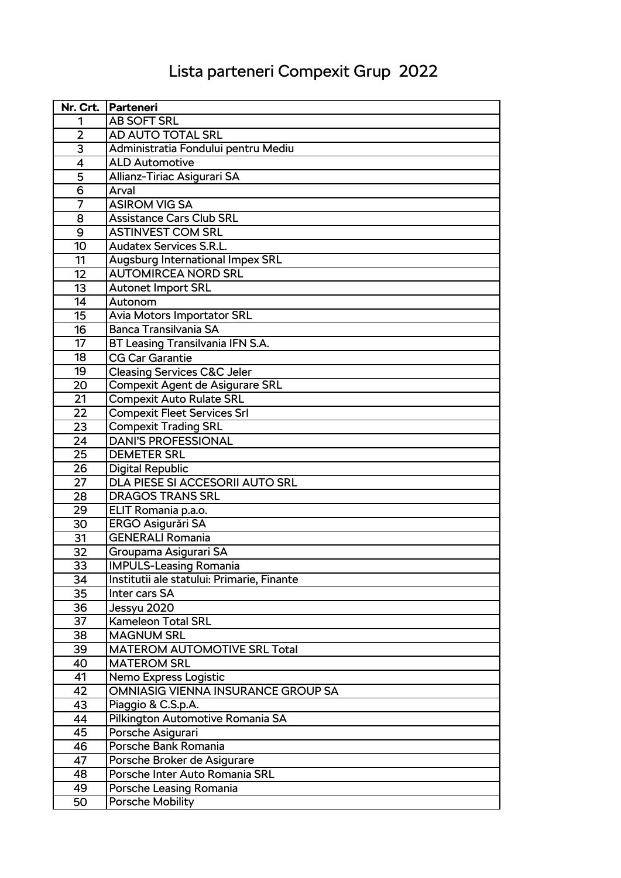# Lista parteneri Compexit Grup 2022

| Nr. Crt. | Parteneri |
|---|---|
| 1 | AB SOFT SRL |
| 2 | AD AUTO TOTAL SRL |
| 3 | Administratia Fondului pentru Mediu |
| 4 | ALD Automotive |
| 5 | Allianz-Tiriac Asigurari SA |
| 6 | Arval |
| 7 | ASIROM VIG SA |
| 8 | Assistance Cars Club SRL |
| 9 | ASTINVEST COM SRL |
| 10 | Audatex Services S.R.L. |
| 11 | Augsburg International Impex SRL |
| 12 | AUTOMIRCEA NORD SRL |
| 13 | Autonet Import SRL |
| 14 | Autonom |
| 15 | Avia Motors Importator SRL |
| 16 | Banca Transilvania SA |
| 17 | BT Leasing Transilvania IFN S.A. |
| 18 | CG Car Garantie |
| 19 | Cleasing Services C&C Jeler |
| 20 | Compexit Agent de Asigurare SRL |
| 21 | Compexit Auto Rulate SRL |
| 22 | Compexit Fleet Services Srl |
| 23 | Compexit Trading SRL |
| 24 | DANI'S PROFESSIONAL |
| 25 | DEMETER SRL |
| 26 | Digital Republic |
| 27 | DLA PIESE SI ACCESORII AUTO SRL |
| 28 | DRAGOS TRANS SRL |
| 29 | ELIT Romania p.a.o. |
| 30 | ERGO Asigurări SA |
| 31 | GENERALI Romania |
| 32 | Groupama Asigurari SA |
| 33 | IMPULS-Leasing Romania |
| 34 | Institutii ale statului: Primarie, Finante |
| 35 | Inter cars SA |
| 36 | Jessyu 2020 |
| 37 | Kameleon Total SRL |
| 38 | MAGNUM SRL |
| 39 | MATEROM AUTOMOTIVE SRL Total |
| 40 | MATEROM SRL |
| 41 | Nemo Express Logistic |
| 42 | OMNIASIG VIENNA INSURANCE GROUP SA |
| 43 | Piaggio & C.S.p.A. |
| 44 | Pilkington Automotive Romania SA |
| 45 | Porsche Asigurari |
| 46 | Porsche Bank Romania |
| 47 | Porsche Broker de Asigurare |
| 48 | Porsche Inter Auto Romania SRL |
| 49 | Porsche Leasing Romania |
| 50 | Porsche Mobility |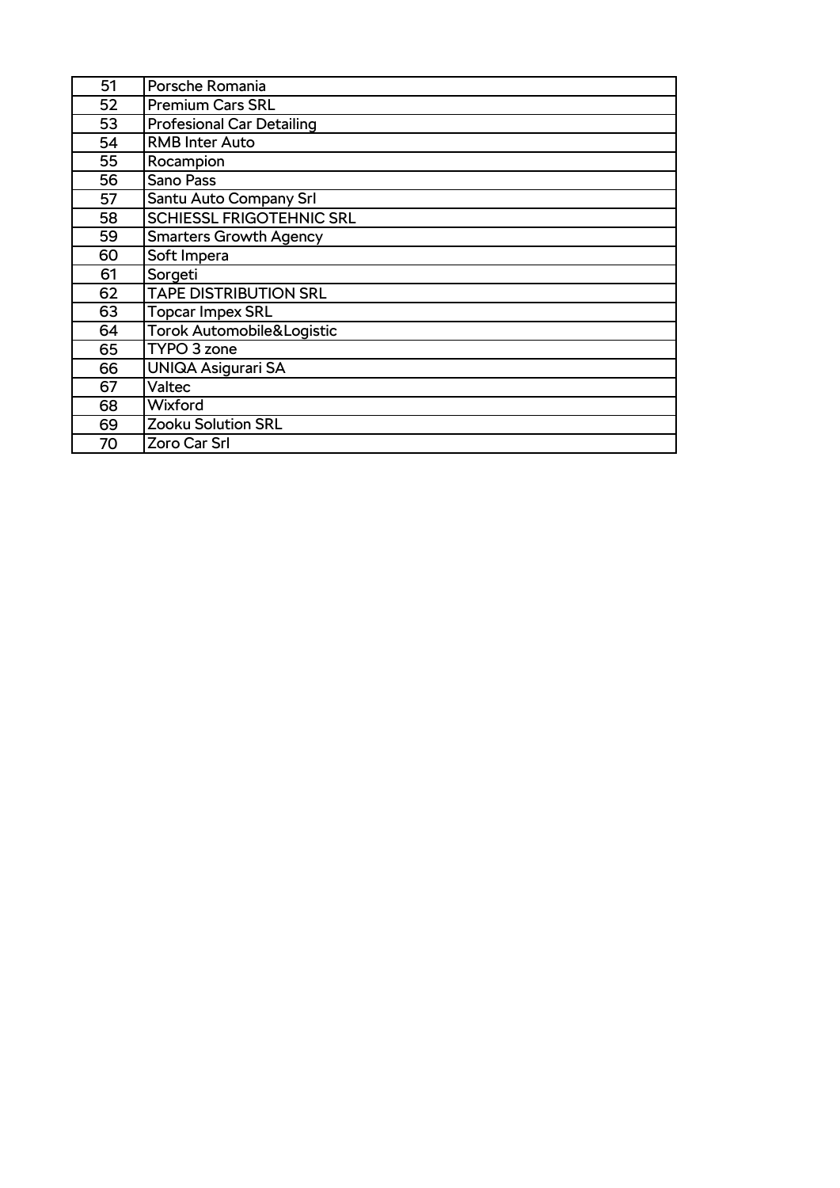| | |
|---|---|
| 51 | Porsche Romania |
| 52 | Premium Cars SRL |
| 53 | Profesional Car Detailing |
| 54 | RMB Inter Auto |
| 55 | Rocampion |
| 56 | Sano Pass |
| 57 | Santu Auto Company Srl |
| 58 | SCHIESSL FRIGOTEHNIC SRL |
| 59 | Smarters Growth Agency |
| 60 | Soft Impera |
| 61 | Sorgeti |
| 62 | TAPE DISTRIBUTION SRL |
| 63 | Topcar Impex SRL |
| 64 | Torok Automobile&Logistic |
| 65 | TYPO 3 zone |
| 66 | UNIQA Asigurari SA |
| 67 | Valtec |
| 68 | Wixford |
| 69 | Zooku Solution SRL |
| 70 | Zoro Car Srl |